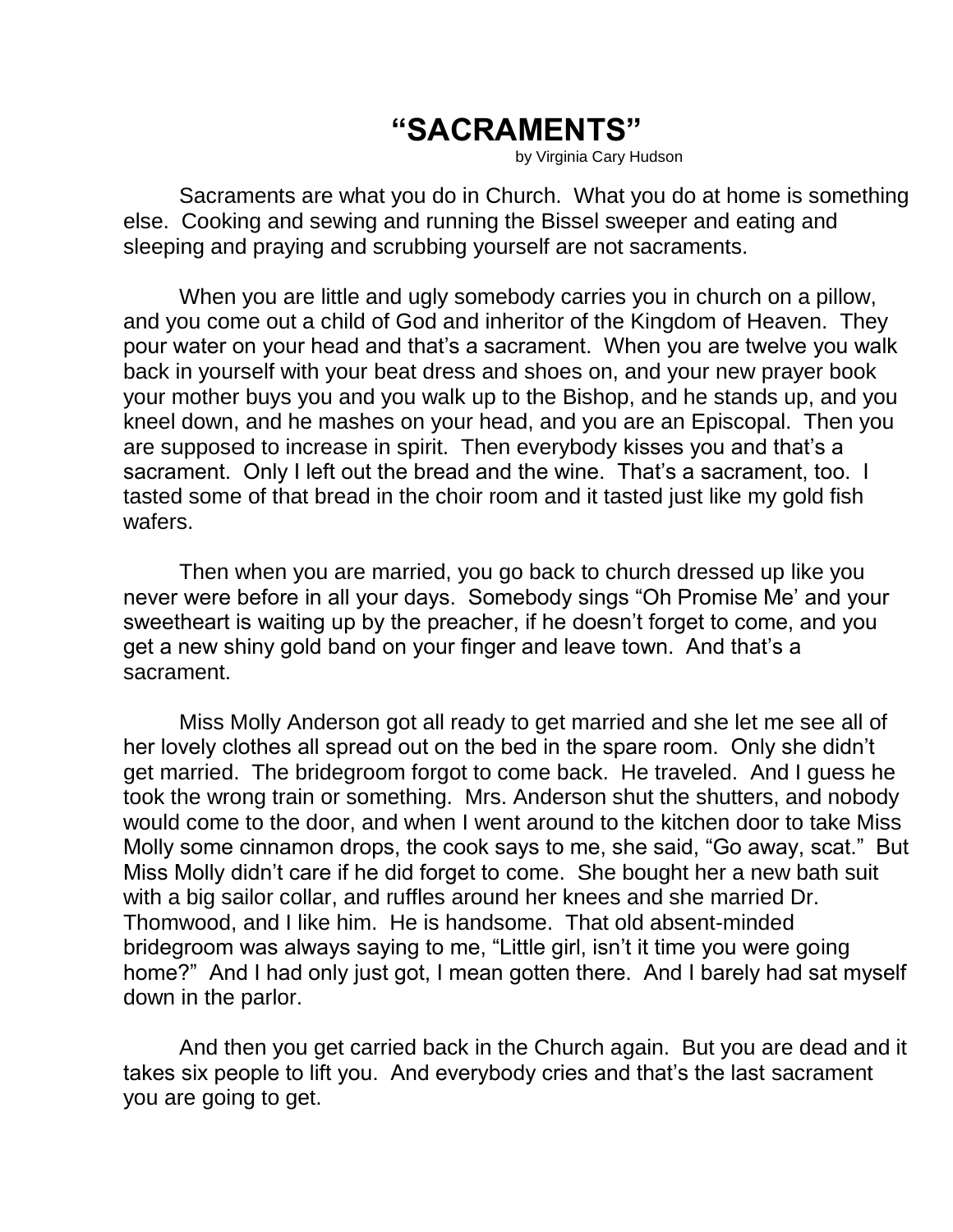# “SACRAMENTS”

by Virginia Cary Hudson

Sacraments are what you do in Church. What you do at home is something else. Cooking and sewing and running the Bissel sweeper and eating and sleeping and praying and scrubbing yourself are not sacraments.

When you are little and ugly somebody carries you in church on a pillow, and you come out a child of God and inheritor of the Kingdom of Heaven. They pour water on your head and that’s a sacrament. When you are twelve you walk back in yourself with your beat dress and shoes on, and your new prayer book your mother buys you and you walk up to the Bishop, and he stands up, and you kneel down, and he mashes on your head, and you are an Episcopal. Then you are supposed to increase in spirit. Then everybody kisses you and that’s a sacrament. Only I left out the bread and the wine. That’s a sacrament, too. I tasted some of that bread in the choir room and it tasted just like my gold fish wafers.

Then when you are married, you go back to church dressed up like you never were before in all your days. Somebody sings “Oh Promise Me’ and your sweetheart is waiting up by the preacher, if he doesn’t forget to come, and you get a new shiny gold band on your finger and leave town. And that’s a sacrament.

Miss Molly Anderson got all ready to get married and she let me see all of her lovely clothes all spread out on the bed in the spare room. Only she didn’t get married. The bridegroom forgot to come back. He traveled. And I guess he took the wrong train or something. Mrs. Anderson shut the shutters, and nobody would come to the door, and when I went around to the kitchen door to take Miss Molly some cinnamon drops, the cook says to me, she said, “Go away, scat.” But Miss Molly didn’t care if he did forget to come. She bought her a new bath suit with a big sailor collar, and ruffles around her knees and she married Dr. Thomwood, and I like him. He is handsome. That old absent-minded bridegroom was always saying to me, “Little girl, isn’t it time you were going home?” And I had only just got, I mean gotten there. And I barely had sat myself down in the parlor.

And then you get carried back in the Church again. But you are dead and it takes six people to lift you. And everybody cries and that’s the last sacrament you are going to get.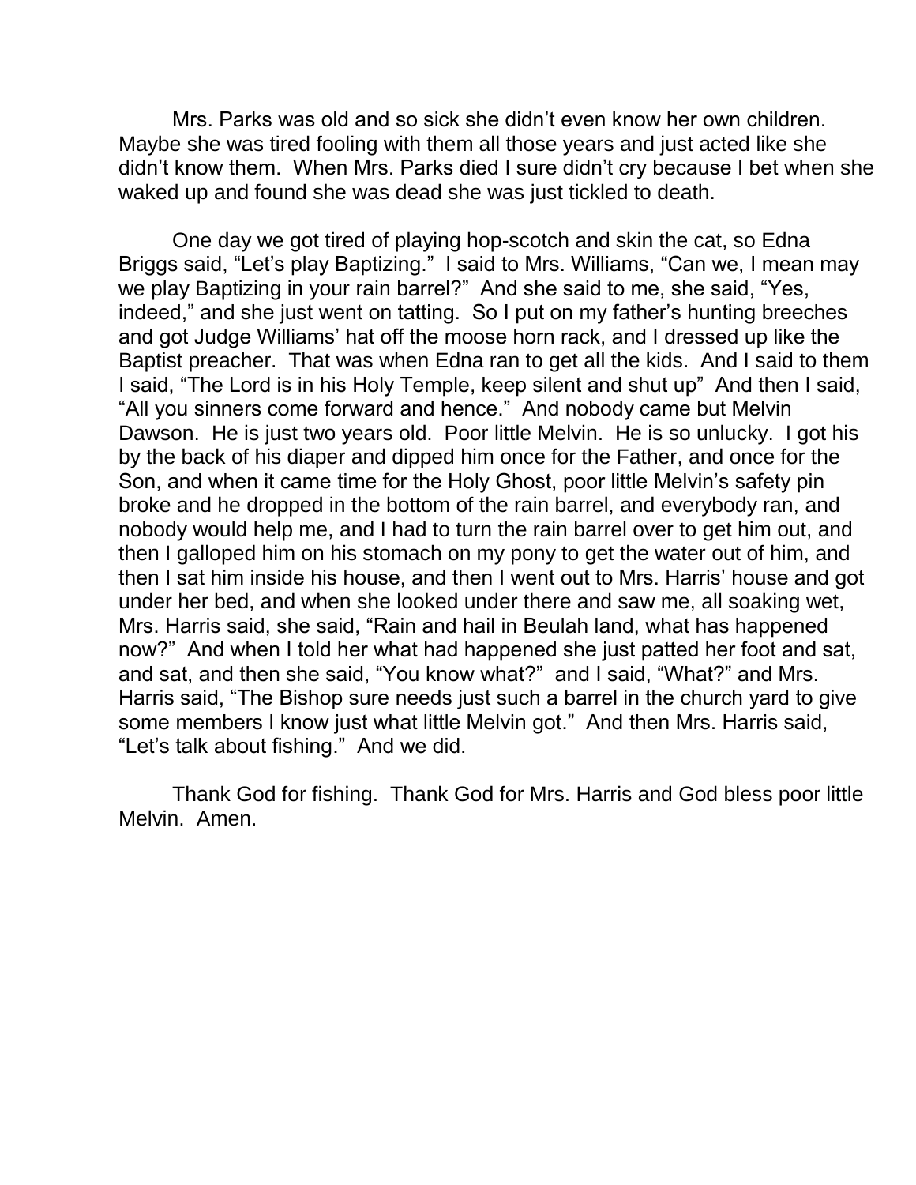Mrs. Parks was old and so sick she didn't even know her own children. Maybe she was tired fooling with them all those years and just acted like she didn't know them. When Mrs. Parks died I sure didn't cry because I bet when she waked up and found she was dead she was just tickled to death.

One day we got tired of playing hop-scotch and skin the cat, so Edna Briggs said, "Let's play Baptizing." I said to Mrs. Williams, "Can we, I mean may we play Baptizing in your rain barrel?" And she said to me, she said, "Yes, indeed," and she just went on tatting. So I put on my father's hunting breeches and got Judge Williams' hat off the moose horn rack, and I dressed up like the Baptist preacher. That was when Edna ran to get all the kids. And I said to them I said, "The Lord is in his Holy Temple, keep silent and shut up" And then I said, "All you sinners come forward and hence." And nobody came but Melvin Dawson. He is just two years old. Poor little Melvin. He is so unlucky. I got his by the back of his diaper and dipped him once for the Father, and once for the Son, and when it came time for the Holy Ghost, poor little Melvin's safety pin broke and he dropped in the bottom of the rain barrel, and everybody ran, and nobody would help me, and I had to turn the rain barrel over to get him out, and then I galloped him on his stomach on my pony to get the water out of him, and then I sat him inside his house, and then I went out to Mrs. Harris' house and got under her bed, and when she looked under there and saw me, all soaking wet, Mrs. Harris said, she said, "Rain and hail in Beulah land, what has happened now?" And when I told her what had happened she just patted her foot and sat, and sat, and then she said, "You know what?" and I said, "What?" and Mrs. Harris said, "The Bishop sure needs just such a barrel in the church yard to give some members I know just what little Melvin got." And then Mrs. Harris said, "Let's talk about fishing." And we did.

Thank God for fishing. Thank God for Mrs. Harris and God bless poor little Melvin. Amen.